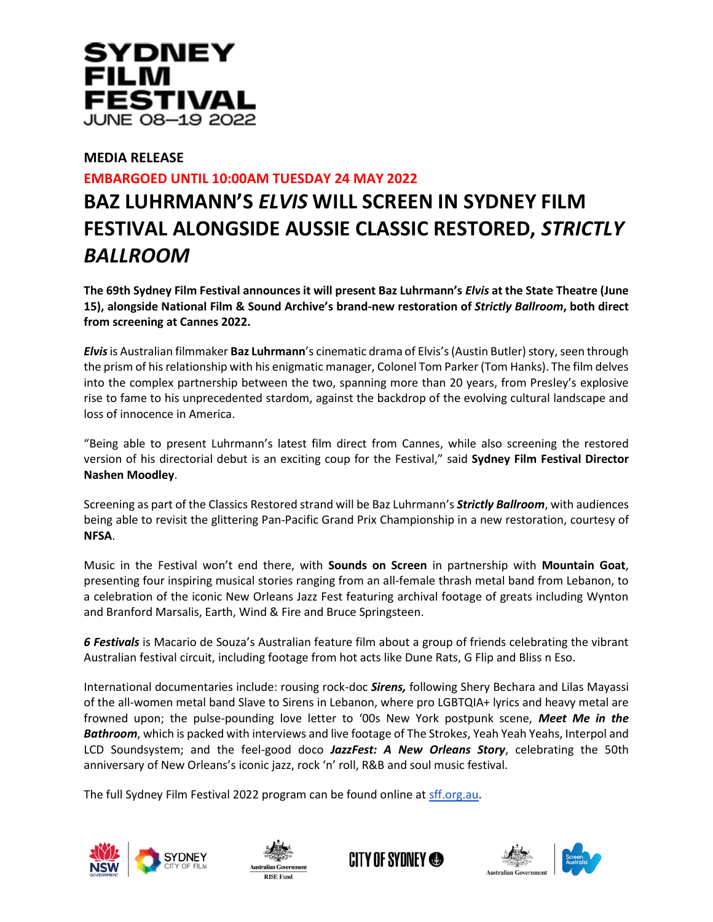SYDNEY FILM FESTIVAL
JUNE 08–19 2022

**MEDIA RELEASE**

**EMBARGOED UNTIL 10:00AM TUESDAY 24 MAY 2022**

# BAZ LUHRMANN'S *ELVIS* WILL SCREEN IN SYDNEY FILM FESTIVAL ALONGSIDE AUSSIE CLASSIC RESTORED, *STRICTLY BALLROOM*

**The 69th Sydney Film Festival announces it will present Baz Luhrmann's *Elvis* at the State Theatre (June 15), alongside National Film & Sound Archive's brand-new restoration of *Strictly Ballroom*, both direct from screening at Cannes 2022.**

***Elvis*** is Australian filmmaker **Baz Luhrmann**'s cinematic drama of Elvis's (Austin Butler) story, seen through the prism of his relationship with his enigmatic manager, Colonel Tom Parker (Tom Hanks). The film delves into the complex partnership between the two, spanning more than 20 years, from Presley's explosive rise to fame to his unprecedented stardom, against the backdrop of the evolving cultural landscape and loss of innocence in America.

"Being able to present Luhrmann's latest film direct from Cannes, while also screening the restored version of his directorial debut is an exciting coup for the Festival," said **Sydney Film Festival Director Nashen Moodley**.

Screening as part of the Classics Restored strand will be Baz Luhrmann's ***Strictly Ballroom***, with audiences being able to revisit the glittering Pan-Pacific Grand Prix Championship in a new restoration, courtesy of **NFSA**.

Music in the Festival won't end there, with **Sounds on Screen** in partnership with **Mountain Goat**, presenting four inspiring musical stories ranging from an all-female thrash metal band from Lebanon, to a celebration of the iconic New Orleans Jazz Fest featuring archival footage of greats including Wynton and Branford Marsalis, Earth, Wind & Fire and Bruce Springsteen.

***6 Festivals*** is Macario de Souza's Australian feature film about a group of friends celebrating the vibrant Australian festival circuit, including footage from hot acts like Dune Rats, G Flip and Bliss n Eso.

International documentaries include: rousing rock-doc ***Sirens,*** following Shery Bechara and Lilas Mayassi of the all-women metal band Slave to Sirens in Lebanon, where pro LGBTQIA+ lyrics and heavy metal are frowned upon; the pulse-pounding love letter to '00s New York postpunk scene, ***Meet Me in the Bathroom***, which is packed with interviews and live footage of The Strokes, Yeah Yeah Yeahs, Interpol and LCD Soundsystem; and the feel-good doco ***JazzFest: A New Orleans Story***, celebrating the 50th anniversary of New Orleans's iconic jazz, rock 'n' roll, R&B and soul music festival.

The full Sydney Film Festival 2022 program can be found online at [sff.org.au](sff.org.au).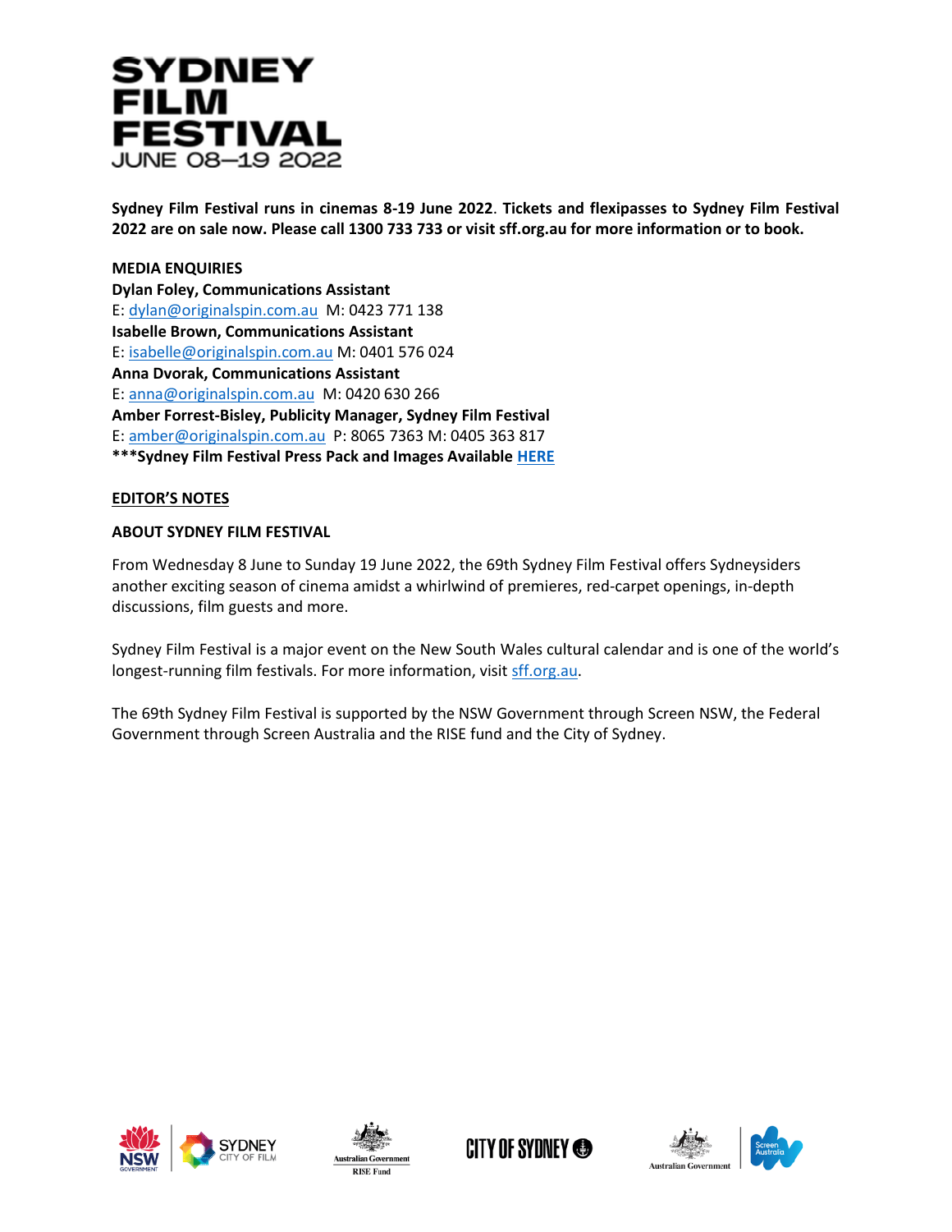# SYDNEY FILM FESTIVAL
JUNE 08–19 2022

**Sydney Film Festival runs in cinemas 8-19 June 2022. Tickets and flexipasses to Sydney Film Festival 2022 are on sale now. Please call 1300 733 733 or visit sff.org.au for more information or to book.**

**MEDIA ENQUIRIES**
**Dylan Foley, Communications Assistant**
E: dylan@originalspin.com.au M: 0423 771 138
**Isabelle Brown, Communications Assistant**
E: isabelle@originalspin.com.au M: 0401 576 024
**Anna Dvorak, Communications Assistant**
E: anna@originalspin.com.au M: 0420 630 266
**Amber Forrest-Bisley, Publicity Manager, Sydney Film Festival**
E: amber@originalspin.com.au P: 8065 7363 M: 0405 363 817
**\*\*\*Sydney Film Festival Press Pack and Images Available HERE**

**EDITOR'S NOTES**

**ABOUT SYDNEY FILM FESTIVAL**

From Wednesday 8 June to Sunday 19 June 2022, the 69th Sydney Film Festival offers Sydneysiders another exciting season of cinema amidst a whirlwind of premieres, red-carpet openings, in-depth discussions, film guests and more.

Sydney Film Festival is a major event on the New South Wales cultural calendar and is one of the world's longest-running film festivals. For more information, visit sff.org.au.

The 69th Sydney Film Festival is supported by the NSW Government through Screen NSW, the Federal Government through Screen Australia and the RISE fund and the City of Sydney.

NSW Government | Sydney City of Film
Australian Government RISE Fund
City of Sydney
Australian Government | Screen Australia